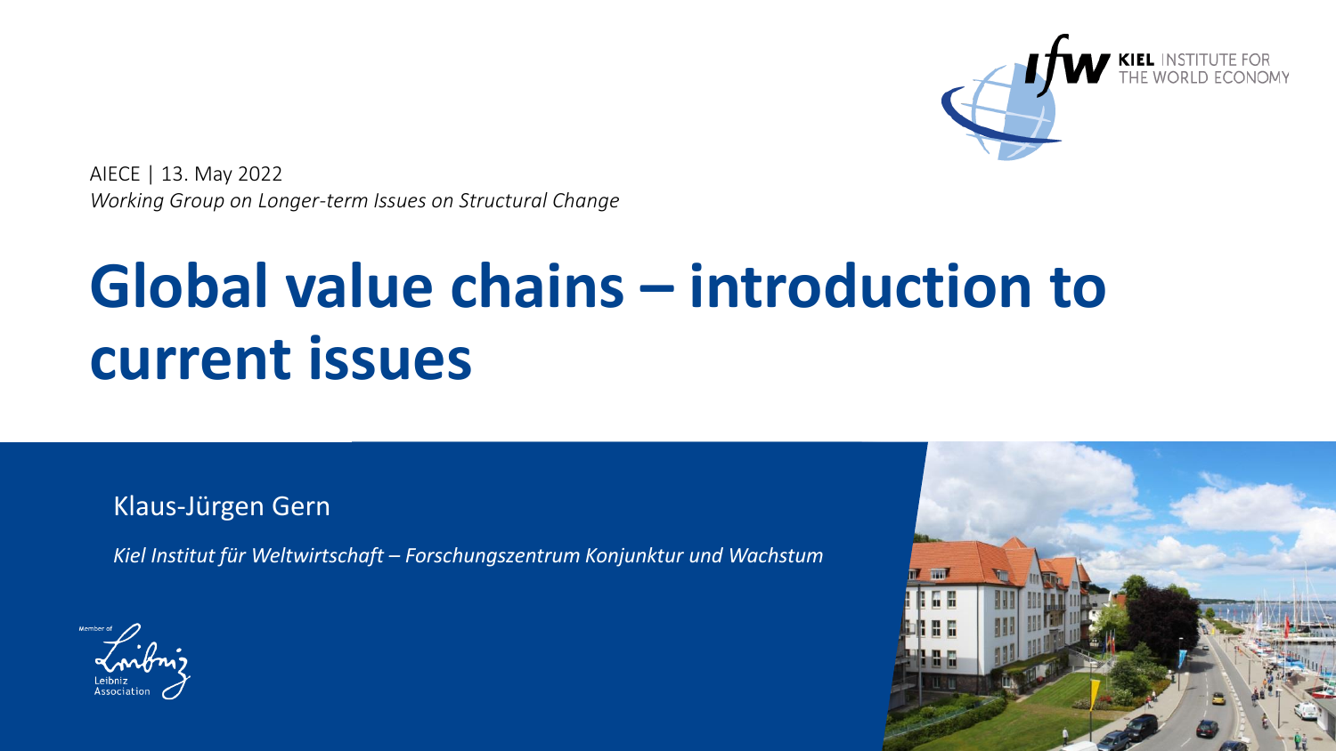KIEL INSTITUTE FOR THE WORLD ECONOMY

AIECE | 13. May 2022
*Working Group on Longer-term Issues on Structural Change*

# Global value chains – introduction to current issues

Klaus-Jürgen Gern

*Kiel Institut für Weltwirtschaft – Forschungszentrum Konjunktur und Wachstum*

Member of Leibniz Association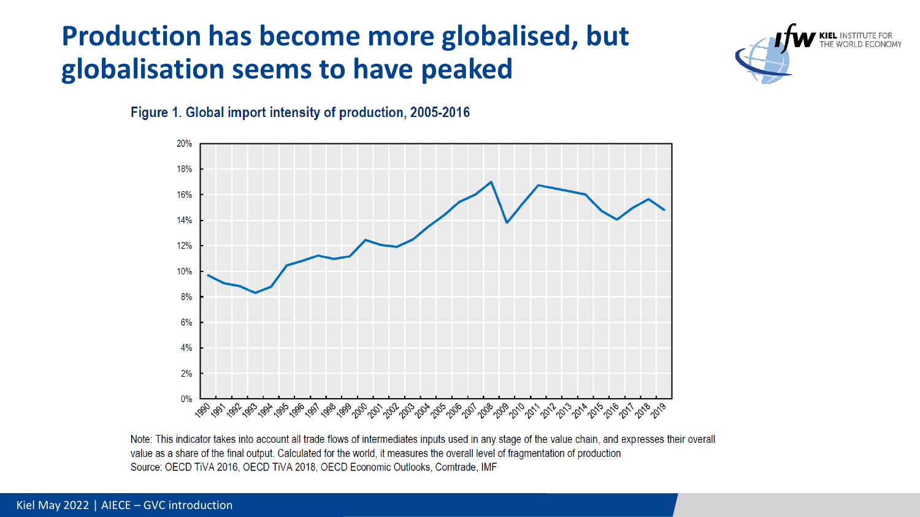# Production has become more globalised, but globalisation seems to have peaked

Figure 1. Global import intensity of production, 2005-2016

Note: This indicator takes into account all trade flows of intermediates inputs used in any stage of the value chain, and expresses their overall value as a share of the final output. Calculated for the world, it measures the overall level of fragmentation of production
Source: OECD TiVA 2016, OECD TiVA 2018, OECD Economic Outlooks, Comtrade, IMF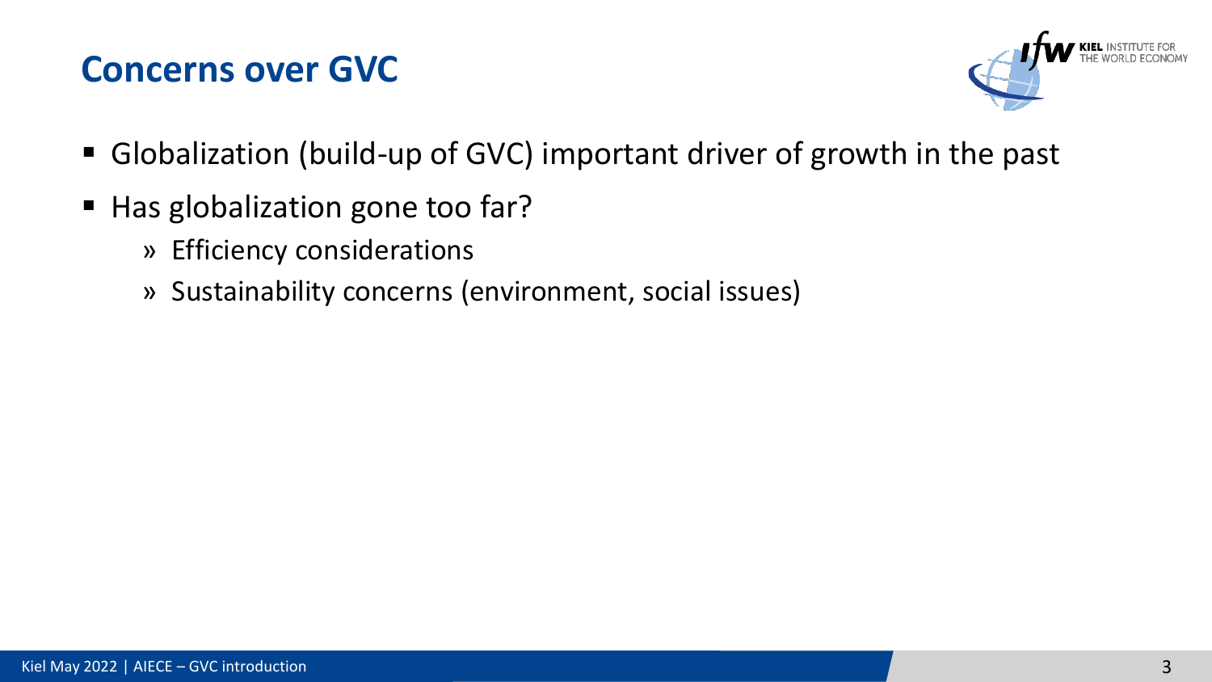# Concerns over GVC

- Globalization (build-up of GVC) important driver of growth in the past
- Has globalization gone too far?
  - » Efficiency considerations
  - » Sustainability concerns (environment, social issues)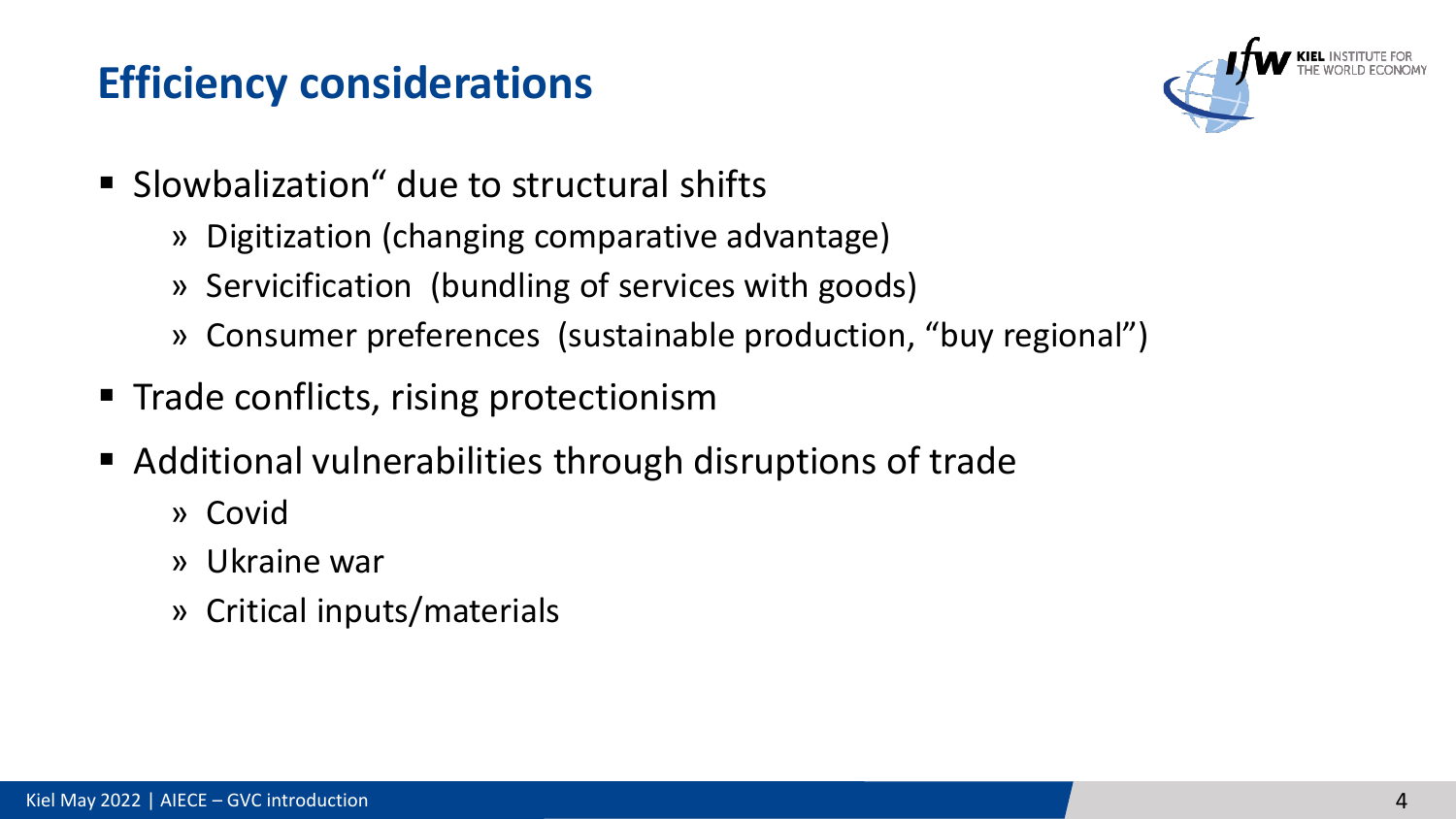# Efficiency considerations

- Slowbalization“ due to structural shifts
  - Digitization (changing comparative advantage)
  - Servicification (bundling of services with goods)
  - Consumer preferences (sustainable production, “buy regional”)
- Trade conflicts, rising protectionism
- Additional vulnerabilities through disruptions of trade
  - Covid
  - Ukraine war
  - Critical inputs/materials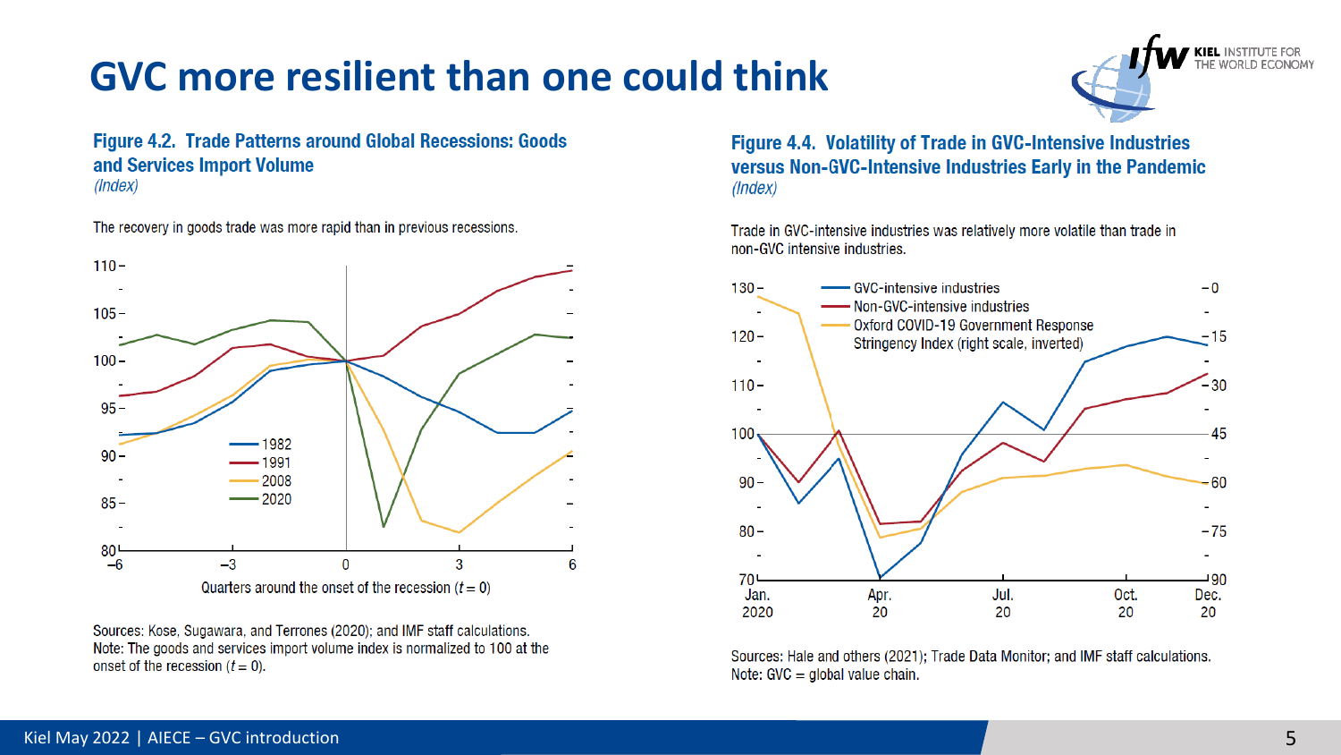# GVC more resilient than one could think

**Figure 4.2. Trade Patterns around Global Recessions: Goods and Services Import Volume**
*(Index)*

The recovery in goods trade was more rapid than in previous recessions.

Sources: Kose, Sugawara, and Terrones (2020); and IMF staff calculations.
Note: The goods and services import volume index is normalized to 100 at the onset of the recession ($t = 0$).

**Figure 4.4. Volatility of Trade in GVC-Intensive Industries versus Non-GVC-Intensive Industries Early in the Pandemic**
*(Index)*

Trade in GVC-intensive industries was relatively more volatile than trade in non-GVC intensive industries.

Sources: Hale and others (2021); Trade Data Monitor; and IMF staff calculations.
Note: GVC = global value chain.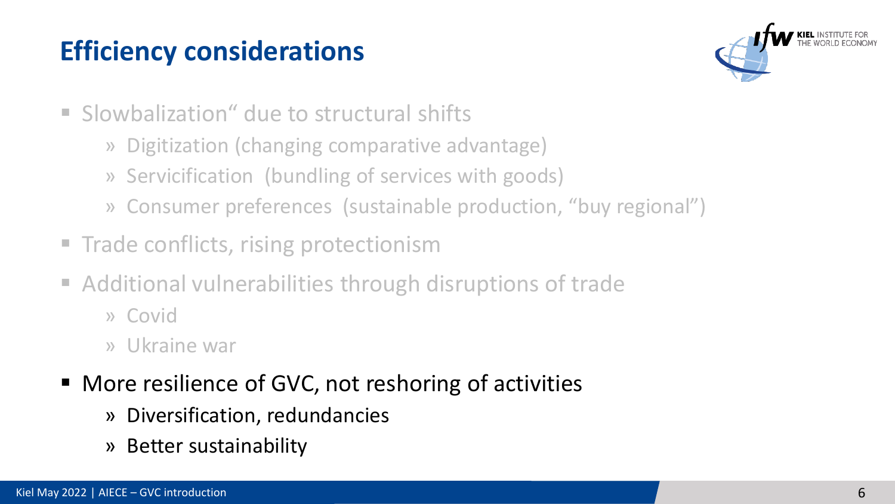# Efficiency considerations

- Slowbalization" due to structural shifts
  - Digitization (changing comparative advantage)
  - Servicification (bundling of services with goods)
  - Consumer preferences (sustainable production, "buy regional")
- Trade conflicts, rising protectionism
- Additional vulnerabilities through disruptions of trade
  - Covid
  - Ukraine war
- More resilience of GVC, not reshoring of activities
  - Diversification, redundancies
  - Better sustainability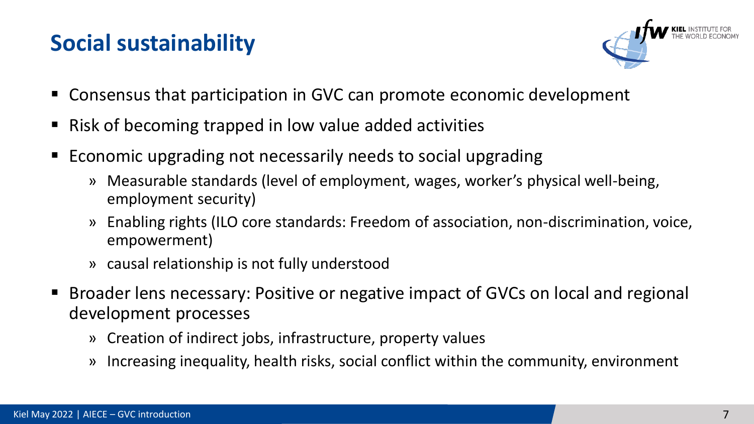# Social sustainability

- Consensus that participation in GVC can promote economic development
- Risk of becoming trapped in low value added activities
- Economic upgrading not necessarily needs to social upgrading
  - Measurable standards (level of employment, wages, worker's physical well-being, employment security)
  - Enabling rights (ILO core standards: Freedom of association, non-discrimination, voice, empowerment)
  - causal relationship is not fully understood
- Broader lens necessary: Positive or negative impact of GVCs on local and regional development processes
  - Creation of indirect jobs, infrastructure, property values
  - Increasing inequality, health risks, social conflict within the community, environment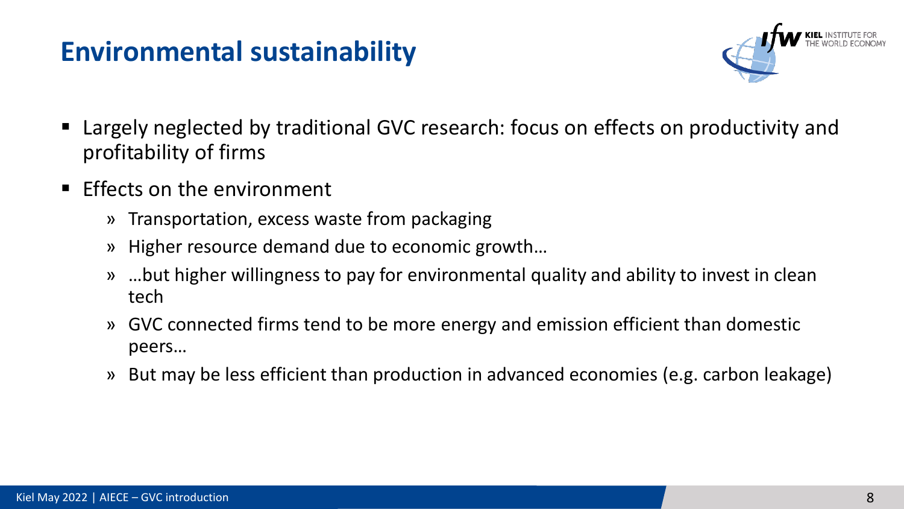# Environmental sustainability

- Largely neglected by traditional GVC research: focus on effects on productivity and profitability of firms
- Effects on the environment
  - » Transportation, excess waste from packaging
  - » Higher resource demand due to economic growth…
  - » …but higher willingness to pay for environmental quality and ability to invest in clean tech
  - » GVC connected firms tend to be more energy and emission efficient than domestic peers…
  - » But may be less efficient than production in advanced economies (e.g. carbon leakage)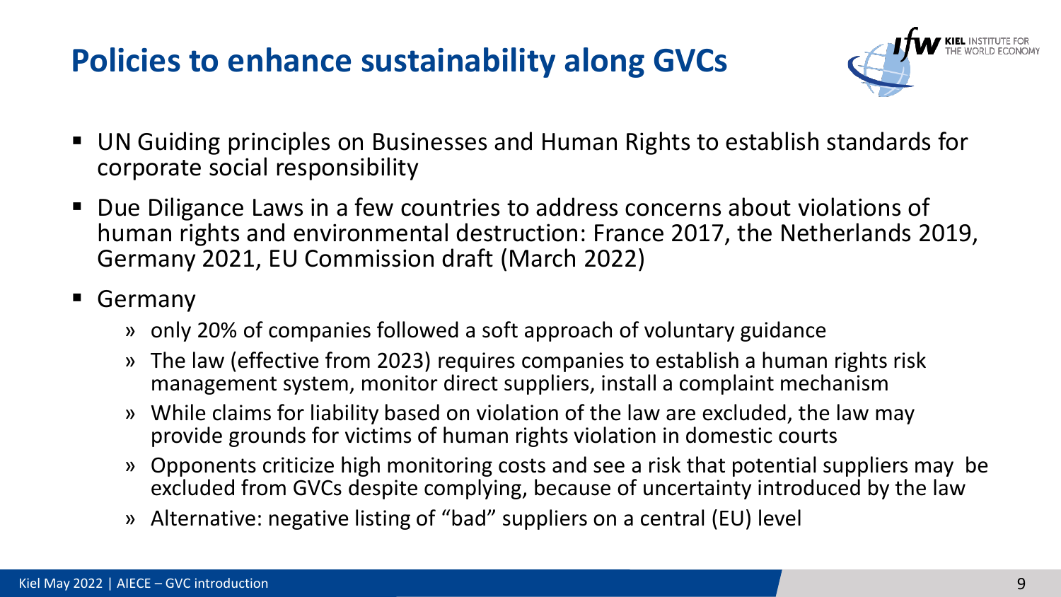# Policies to enhance sustainability along GVCs

- UN Guiding principles on Businesses and Human Rights to establish standards for corporate social responsibility
- Due Diligance Laws in a few countries to address concerns about violations of human rights and environmental destruction: France 2017, the Netherlands 2019, Germany 2021, EU Commission draft (March 2022)
- Germany
  - only 20% of companies followed a soft approach of voluntary guidance
  - The law (effective from 2023) requires companies to establish a human rights risk management system, monitor direct suppliers, install a complaint mechanism
  - While claims for liability based on violation of the law are excluded, the law may provide grounds for victims of human rights violation in domestic courts
  - Opponents criticize high monitoring costs and see a risk that potential suppliers may be excluded from GVCs despite complying, because of uncertainty introduced by the law
  - Alternative: negative listing of "bad" suppliers on a central (EU) level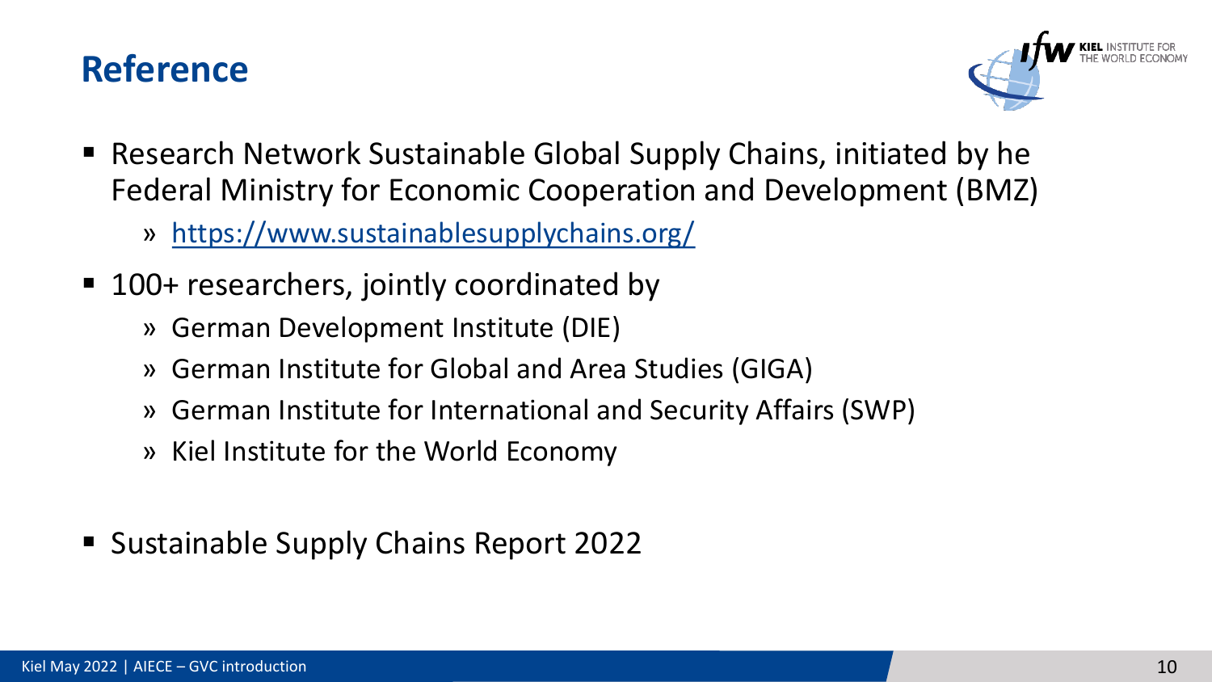# Reference

- Research Network Sustainable Global Supply Chains, initiated by he Federal Ministry for Economic Cooperation and Development (BMZ)
  - » https://www.sustainablesupplychains.org/
- 100+ researchers, jointly coordinated by
  - » German Development Institute (DIE)
  - » German Institute for Global and Area Studies (GIGA)
  - » German Institute for International and Security Affairs (SWP)
  - » Kiel Institute for the World Economy
- Sustainable Supply Chains Report 2022